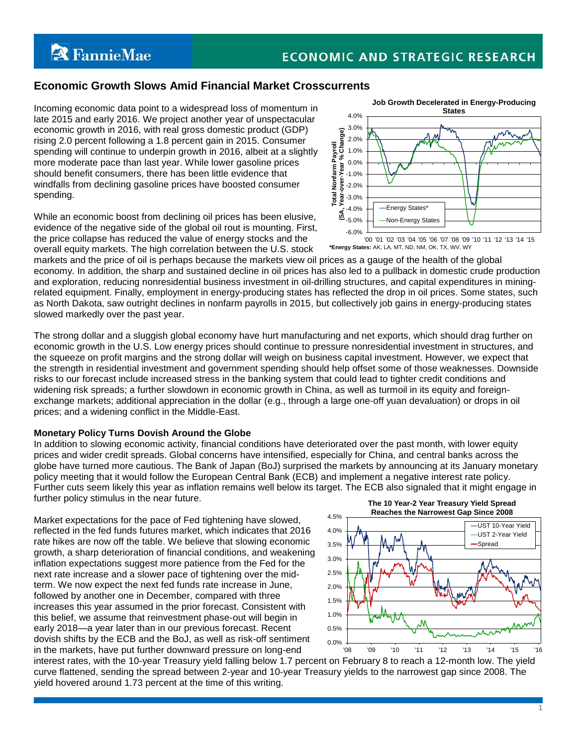# Economic Growth Slows Amid Financial Market Crosscurrents

Incoming economic data point to a widespread loss of momentum in late 2015 and early 2016. We project another year of unspectacular economic growth in 2016, with real gross domestic product (GDP) rising 2.0 percent following a 1.8 percent gain in 2015. Consumer spending will continue to underpin growth in 2016, albeit at a slightly more moderate pace than last year. While lower gasoline prices should benefit consumers, there has been little evidence that windfalls from declining gasoline prices have boosted consumer spending.

**Job Growth Decelerated in Energy-Producing States**

Total Nonfarm Payroll (SA, Year-over-Year % Change)

4.0%
3.0%
2.0%
1.0%
0.0%
-1.0%
-2.0%
-3.0%
-4.0%
-5.0%
-6.0%

'00 '01 '02 '03 '04 '05 '06 '07 '08 '09 '10 '11 '12 '13 '14 '15

—Energy States*
—Non-Energy States

**\*Energy States:** AK, LA, MT, ND, NM, OK, TX, WV, WY

While an economic boost from declining oil prices has been elusive, evidence of the negative side of the global oil rout is mounting. First, the price collapse has reduced the value of energy stocks and the overall equity markets. The high correlation between the U.S. stock markets and the price of oil is perhaps because the markets view oil prices as a gauge of the health of the global economy. In addition, the sharp and sustained decline in oil prices has also led to a pullback in domestic crude production and exploration, reducing nonresidential business investment in oil-drilling structures, and capital expenditures in mining-related equipment. Finally, employment in energy-producing states has reflected the drop in oil prices. Some states, such as North Dakota, saw outright declines in nonfarm payrolls in 2015, but collectively job gains in energy-producing states slowed markedly over the past year.

The strong dollar and a sluggish global economy have hurt manufacturing and net exports, which should drag further on economic growth in the U.S. Low energy prices should continue to pressure nonresidential investment in structures, and the squeeze on profit margins and the strong dollar will weigh on business capital investment. However, we expect that the strength in residential investment and government spending should help offset some of those weaknesses. Downside risks to our forecast include increased stress in the banking system that could lead to tighter credit conditions and widening risk spreads; a further slowdown in economic growth in China, as well as turmoil in its equity and foreign-exchange markets; additional appreciation in the dollar (e.g., through a large one-off yuan devaluation) or drops in oil prices; and a widening conflict in the Middle-East.

### Monetary Policy Turns Dovish Around the Globe

In addition to slowing economic activity, financial conditions have deteriorated over the past month, with lower equity prices and wider credit spreads. Global concerns have intensified, especially for China, and central banks across the globe have turned more cautious. The Bank of Japan (BoJ) surprised the markets by announcing at its January monetary policy meeting that it would follow the European Central Bank (ECB) and implement a negative interest rate policy. Further cuts seem likely this year as inflation remains well below its target. The ECB also signaled that it might engage in further policy stimulus in the near future.

**The 10 Year-2 Year Treasury Yield Spread Reaches the Narrowest Gap Since 2008**

4.5%
4.0%
3.5%
3.0%
2.5%
2.0%
1.5%
1.0%
0.5%
0.0%

'08 '09 '10 '11 '12 '13 '14 '15 '16

—UST 10-Year Yield
—UST 2-Year Yield
—Spread

Market expectations for the pace of Fed tightening have slowed, reflected in the fed funds futures market, which indicates that 2016 rate hikes are now off the table. We believe that slowing economic growth, a sharp deterioration of financial conditions, and weakening inflation expectations suggest more patience from the Fed for the next rate increase and a slower pace of tightening over the mid-term. We now expect the next fed funds rate increase in June, followed by another one in December, compared with three increases this year assumed in the prior forecast. Consistent with this belief, we assume that reinvestment phase-out will begin in early 2018—a year later than in our previous forecast. Recent dovish shifts by the ECB and the BoJ, as well as risk-off sentiment in the markets, have put further downward pressure on long-end interest rates, with the 10-year Treasury yield falling below 1.7 percent on February 8 to reach a 12-month low. The yield curve flattened, sending the spread between 2-year and 10-year Treasury yields to the narrowest gap since 2008. The yield hovered around 1.73 percent at the time of this writing.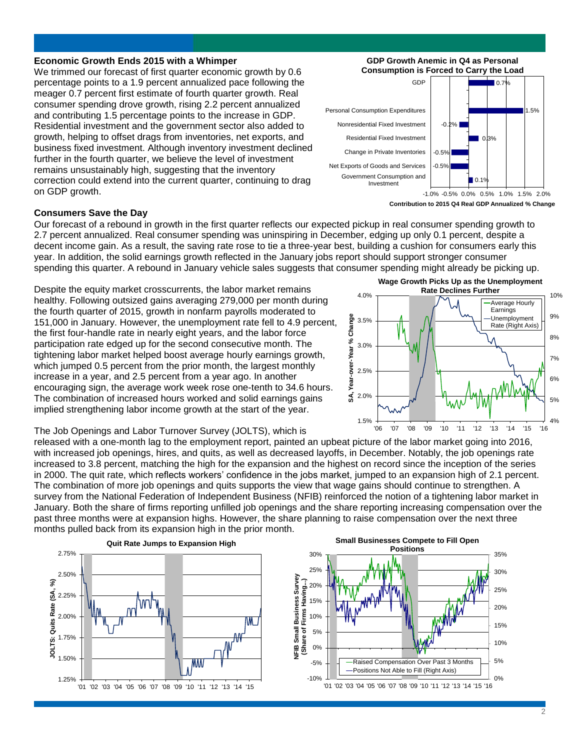### Economic Growth Ends 2015 with a Whimper

We trimmed our forecast of first quarter economic growth by 0.6 percentage points to a 1.9 percent annualized pace following the meager 0.7 percent first estimate of fourth quarter growth. Real consumer spending drove growth, rising 2.2 percent annualized and contributing 1.5 percentage points to the increase in GDP. Residential investment and the government sector also added to growth, helping to offset drags from inventories, net exports, and business fixed investment. Although inventory investment declined further in the fourth quarter, we believe the level of investment remains unsustainably high, suggesting that the inventory correction could extend into the current quarter, continuing to drag on GDP growth.

**GDP Growth Anemic in Q4 as Personal Consumption is Forced to Carry the Load**

GDP 0.7%
Personal Consumption Expenditures 1.5%
Nonresidential Fixed Investment -0.2%
Residential Fixed Investment 0.3%
Change in Private Inventories -0.5%
Net Exports of Goods and Services -0.5%
Government Consumption and Investment 0.1%

-1.0% -0.5% 0.0% 0.5% 1.0% 1.5% 2.0%

Contribution to 2015 Q4 Real GDP Annualized % Change

### Consumers Save the Day

Our forecast of a rebound in growth in the first quarter reflects our expected pickup in real consumer spending growth to 2.7 percent annualized. Real consumer spending was uninspiring in December, edging up only 0.1 percent, despite a decent income gain. As a result, the saving rate rose to tie a three-year best, building a cushion for consumers early this year. In addition, the solid earnings growth reflected in the January jobs report should support stronger consumer spending this quarter. A rebound in January vehicle sales suggests that consumer spending might already be picking up.

Despite the equity market crosscurrents, the labor market remains healthy. Following outsized gains averaging 279,000 per month during the fourth quarter of 2015, growth in nonfarm payrolls moderated to 151,000 in January. However, the unemployment rate fell to 4.9 percent, the first four-handle rate in nearly eight years, and the labor force participation rate edged up for the second consecutive month. The tightening labor market helped boost average hourly earnings growth, which jumped 0.5 percent from the prior month, the largest monthly increase in a year, and 2.5 percent from a year ago. In another encouraging sign, the average work week rose one-tenth to 34.6 hours. The combination of increased hours worked and solid earnings gains implied strengthening labor income growth at the start of the year.

**Wage Growth Picks Up as the Unemployment Rate Declines Further**

SA, Year-over-Year % Change

4.0% 3.5% 3.0% 2.5% 2.0% 1.5%

10% 9% 8% 7% 6% 5% 4%

'06 '07 '08 '09 '10 '11 '12 '13 '14 '15 '16

—Average Hourly Earnings
—Unemployment Rate (Right Axis)

The Job Openings and Labor Turnover Survey (JOLTS), which is released with a one-month lag to the employment report, painted an upbeat picture of the labor market going into 2016, with increased job openings, hires, and quits, as well as decreased layoffs, in December. Notably, the job openings rate increased to 3.8 percent, matching the high for the expansion and the highest on record since the inception of the series in 2000. The quit rate, which reflects workers' confidence in the jobs market, jumped to an expansion high of 2.1 percent. The combination of more job openings and quits supports the view that wage gains should continue to strengthen. A survey from the National Federation of Independent Business (NFIB) reinforced the notion of a tightening labor market in January. Both the share of firms reporting unfilled job openings and the share reporting increasing compensation over the past three months were at expansion highs. However, the share planning to raise compensation over the next three months pulled back from its expansion high in the prior month.

**Quit Rate Jumps to Expansion High**

JOLTS: Quits Rate (SA, %)

2.75% 2.50% 2.25% 2.00% 1.75% 1.50% 1.25%

'01 '02 '03 '04 '05 '06 '07 '08 '09 '10 '11 '12 '13 '14 '15

**Small Businesses Compete to Fill Open Positions**

NFIB Small Business Survey (Share of Firms Having...)

30% 25% 20% 15% 10% 5% 0% -5% -10%

35% 30% 25% 20% 15% 10% 5% 0%

'01 '02 '03 '04 '05 '06 '07 '08 '09 '10 '11 '12 '13 '14 '15 '16

—Raised Compensation Over Past 3 Months
—Positions Not Able to Fill (Right Axis)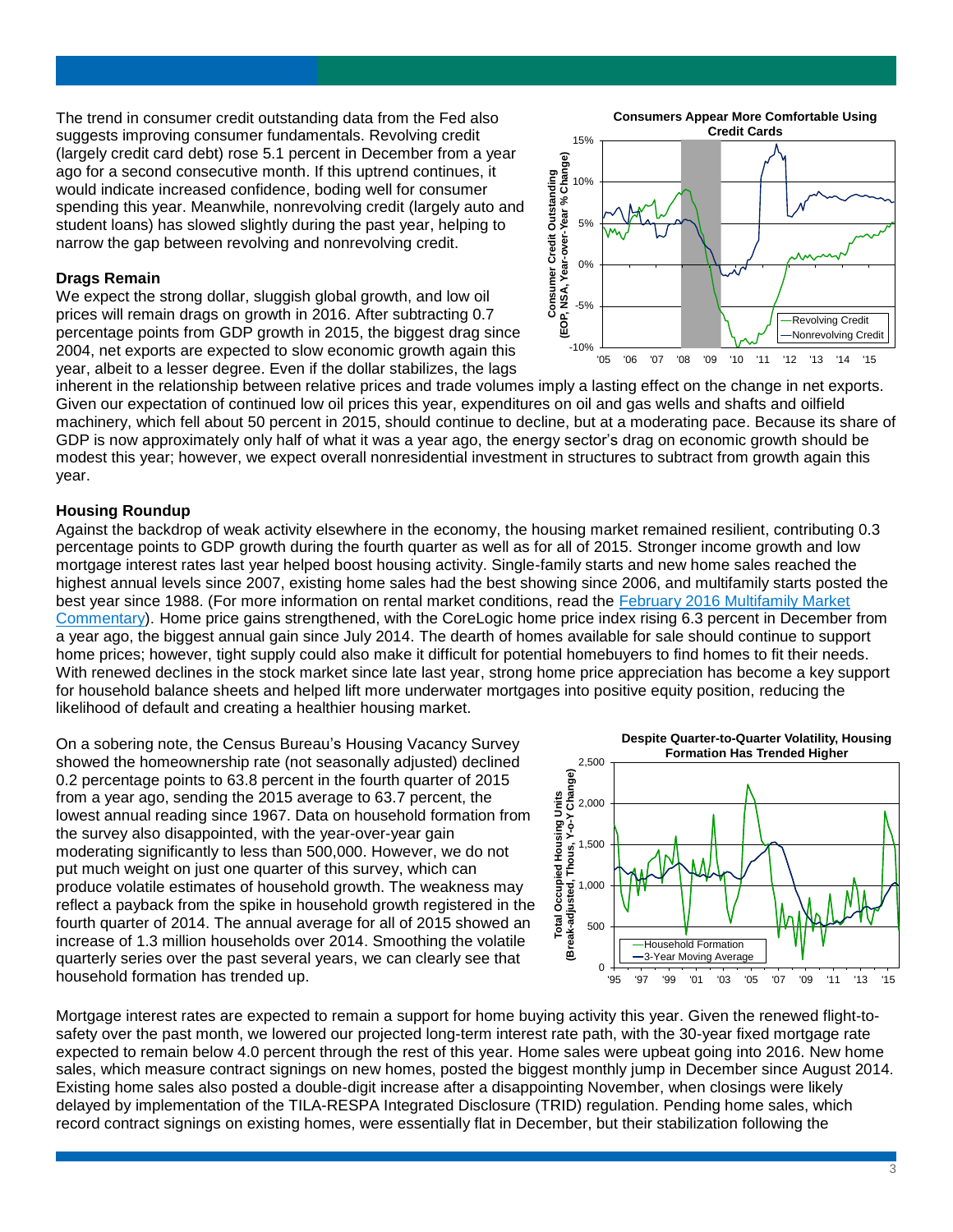The trend in consumer credit outstanding data from the Fed also suggests improving consumer fundamentals. Revolving credit (largely credit card debt) rose 5.1 percent in December from a year ago for a second consecutive month. If this uptrend continues, it would indicate increased confidence, boding well for consumer spending this year. Meanwhile, nonrevolving credit (largely auto and student loans) has slowed slightly during the past year, helping to narrow the gap between revolving and nonrevolving credit.

**Consumers Appear More Comfortable Using Credit Cards**

Consumer Credit Outstanding (EOP, NSA, Year-over-Year % Change)

15%
10%
5%
0%
-5%
-10%

'05 '06 '07 '08 '09 '10 '11 '12 '13 '14 '15

Revolving Credit
Nonrevolving Credit

### Drags Remain

We expect the strong dollar, sluggish global growth, and low oil prices will remain drags on growth in 2016. After subtracting 0.7 percentage points from GDP growth in 2015, the biggest drag since 2004, net exports are expected to slow economic growth again this year, albeit to a lesser degree. Even if the dollar stabilizes, the lags inherent in the relationship between relative prices and trade volumes imply a lasting effect on the change in net exports. Given our expectation of continued low oil prices this year, expenditures on oil and gas wells and shafts and oilfield machinery, which fell about 50 percent in 2015, should continue to decline, but at a moderating pace. Because its share of GDP is now approximately only half of what it was a year ago, the energy sector's drag on economic growth should be modest this year; however, we expect overall nonresidential investment in structures to subtract from growth again this year.

### Housing Roundup

Against the backdrop of weak activity elsewhere in the economy, the housing market remained resilient, contributing 0.3 percentage points to GDP growth during the fourth quarter as well as for all of 2015. Stronger income growth and low mortgage interest rates last year helped boost housing activity. Single-family starts and new home sales reached the highest annual levels since 2007, existing home sales had the best showing since 2006, and multifamily starts posted the best year since 1988. (For more information on rental market conditions, read the February 2016 Multifamily Market Commentary). Home price gains strengthened, with the CoreLogic home price index rising 6.3 percent in December from a year ago, the biggest annual gain since July 2014. The dearth of homes available for sale should continue to support home prices; however, tight supply could also make it difficult for potential homebuyers to find homes to fit their needs. With renewed declines in the stock market since late last year, strong home price appreciation has become a key support for household balance sheets and helped lift more underwater mortgages into positive equity position, reducing the likelihood of default and creating a healthier housing market.

On a sobering note, the Census Bureau's Housing Vacancy Survey showed the homeownership rate (not seasonally adjusted) declined 0.2 percentage points to 63.8 percent in the fourth quarter of 2015 from a year ago, sending the 2015 average to 63.7 percent, the lowest annual reading since 1967. Data on household formation from the survey also disappointed, with the year-over-year gain moderating significantly to less than 500,000. However, we do not put much weight on just one quarter of this survey, which can produce volatile estimates of household growth. The weakness may reflect a payback from the spike in household growth registered in the fourth quarter of 2014. The annual average for all of 2015 showed an increase of 1.3 million households over 2014. Smoothing the volatile quarterly series over the past several years, we can clearly see that household formation has trended up.

**Despite Quarter-to-Quarter Volatility, Housing Formation Has Trended Higher**

Total Occupied Housing Units (Break-adjusted, Thous, Y-o-Y Change)

2,500
2,000
1,500
1,000
500
0

'95 '97 '99 '01 '03 '05 '07 '09 '11 '13 '15

Household Formation
3-Year Moving Average

Mortgage interest rates are expected to remain a support for home buying activity this year. Given the renewed flight-to-safety over the past month, we lowered our projected long-term interest rate path, with the 30-year fixed mortgage rate expected to remain below 4.0 percent through the rest of this year. Home sales were upbeat going into 2016. New home sales, which measure contract signings on new homes, posted the biggest monthly jump in December since August 2014. Existing home sales also posted a double-digit increase after a disappointing November, when closings were likely delayed by implementation of the TILA-RESPA Integrated Disclosure (TRID) regulation. Pending home sales, which record contract signings on existing homes, were essentially flat in December, but their stabilization following the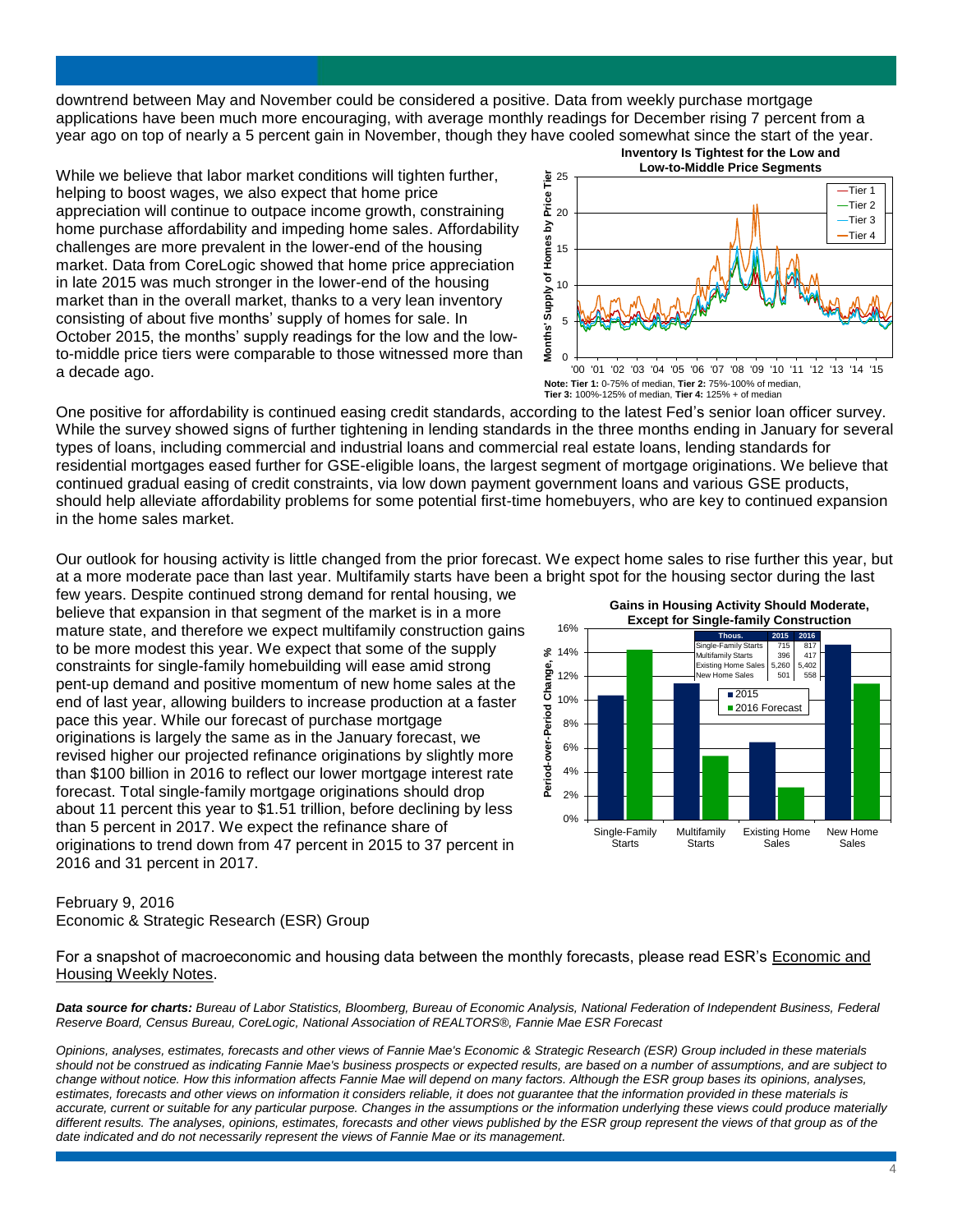downtrend between May and November could be considered a positive. Data from weekly purchase mortgage applications have been much more encouraging, with average monthly readings for December rising 7 percent from a year ago on top of nearly a 5 percent gain in November, though they have cooled somewhat since the start of the year.

While we believe that labor market conditions will tighten further, helping to boost wages, we also expect that home price appreciation will continue to outpace income growth, constraining home purchase affordability and impeding home sales. Affordability challenges are more prevalent in the lower-end of the housing market. Data from CoreLogic showed that home price appreciation in late 2015 was much stronger in the lower-end of the housing market than in the overall market, thanks to a very lean inventory consisting of about five months' supply of homes for sale. In October 2015, the months' supply readings for the low and the low-to-middle price tiers were comparable to those witnessed more than a decade ago.

**Inventory Is Tightest for the Low and Low-to-Middle Price Segments**

Months' Supply of Homes by Price Tier

0
5
10
15
20
25

'00 '01 '02 '03 '04 '05 '06 '07 '08 '09 '10 '11 '12 '13 '14 '15

Tier 1
Tier 2
Tier 3
Tier 4

**Note: Tier 1:** 0-75% of median, **Tier 2:** 75%-100% of median, **Tier 3:** 100%-125% of median, **Tier 4:** 125% + of median

One positive for affordability is continued easing credit standards, according to the latest Fed's senior loan officer survey. While the survey showed signs of further tightening in lending standards in the three months ending in January for several types of loans, including commercial and industrial loans and commercial real estate loans, lending standards for residential mortgages eased further for GSE-eligible loans, the largest segment of mortgage originations. We believe that continued gradual easing of credit constraints, via low down payment government loans and various GSE products, should help alleviate affordability problems for some potential first-time homebuyers, who are key to continued expansion in the home sales market.

Our outlook for housing activity is little changed from the prior forecast. We expect home sales to rise further this year, but at a more moderate pace than last year. Multifamily starts have been a bright spot for the housing sector during the last few years. Despite continued strong demand for rental housing, we believe that expansion in that segment of the market is in a more mature state, and therefore we expect multifamily construction gains to be more modest this year. We expect that some of the supply constraints for single-family homebuilding will ease amid strong pent-up demand and positive momentum of new home sales at the end of last year, allowing builders to increase production at a faster pace this year. While our forecast of purchase mortgage originations is largely the same as in the January forecast, we revised higher our projected refinance originations by slightly more than $100 billion in 2016 to reflect our lower mortgage interest rate forecast. Total single-family mortgage originations should drop about 11 percent this year to $1.51 trillion, before declining by less than 5 percent in 2017. We expect the refinance share of originations to trend down from 47 percent in 2015 to 37 percent in 2016 and 31 percent in 2017.

**Gains in Housing Activity Should Moderate, Except for Single-family Construction**

Period-over-Period Change, %

0%
2%
4%
6%
8%
10%
12%
14%
16%

Single-Family Starts
Multifamily Starts
Existing Home Sales
New Home Sales

2015
2016 Forecast

| Thous. | 2015 | 2016 |
|---|---|---|
| Single-Family Starts | 715 | 817 |
| Multifamily Starts | 396 | 417 |
| Existing Home Sales | 5,260 | 5,402 |
| New Home Sales | 501 | 558 |

February 9, 2016
Economic & Strategic Research (ESR) Group

For a snapshot of macroeconomic and housing data between the monthly forecasts, please read ESR's Economic and Housing Weekly Notes.

***Data source for charts:*** *Bureau of Labor Statistics, Bloomberg, Bureau of Economic Analysis, National Federation of Independent Business, Federal Reserve Board, Census Bureau, CoreLogic, National Association of REALTORS®, Fannie Mae ESR Forecast*

*Opinions, analyses, estimates, forecasts and other views of Fannie Mae's Economic & Strategic Research (ESR) Group included in these materials should not be construed as indicating Fannie Mae's business prospects or expected results, are based on a number of assumptions, and are subject to change without notice. How this information affects Fannie Mae will depend on many factors. Although the ESR group bases its opinions, analyses, estimates, forecasts and other views on information it considers reliable, it does not guarantee that the information provided in these materials is accurate, current or suitable for any particular purpose. Changes in the assumptions or the information underlying these views could produce materially different results. The analyses, opinions, estimates, forecasts and other views published by the ESR group represent the views of that group as of the date indicated and do not necessarily represent the views of Fannie Mae or its management.*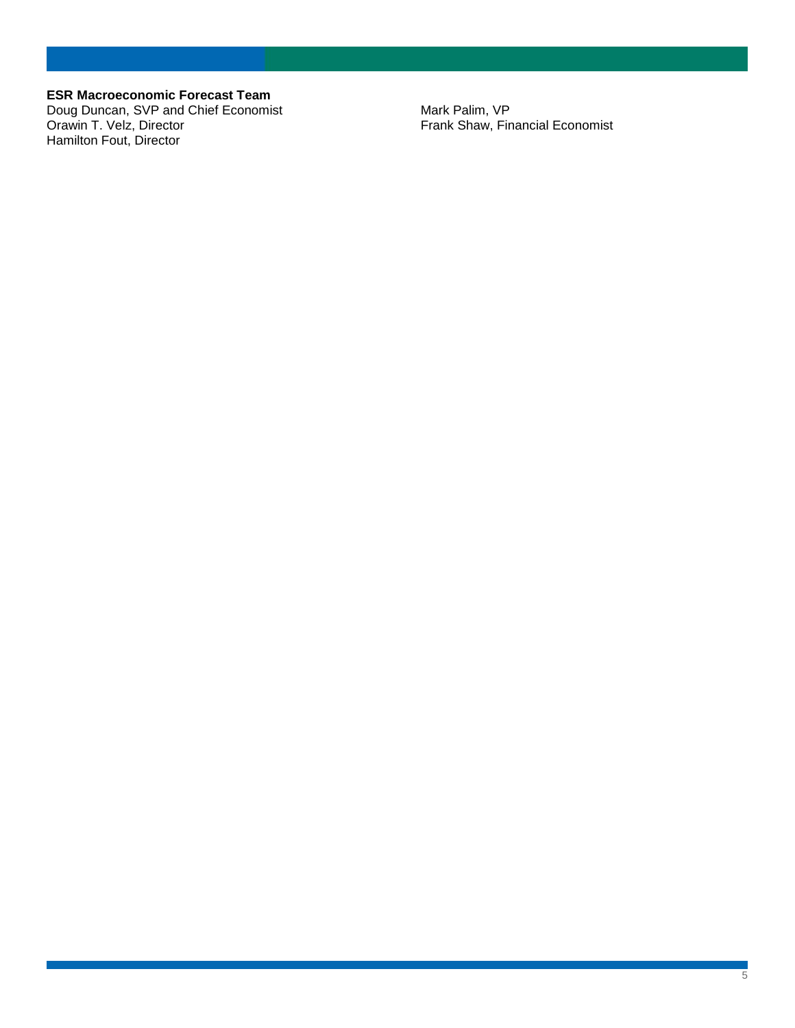**ESR Macroeconomic Forecast Team**

Doug Duncan, SVP and Chief Economist
Orawin T. Velz, Director
Hamilton Fout, Director
Mark Palim, VP
Frank Shaw, Financial Economist